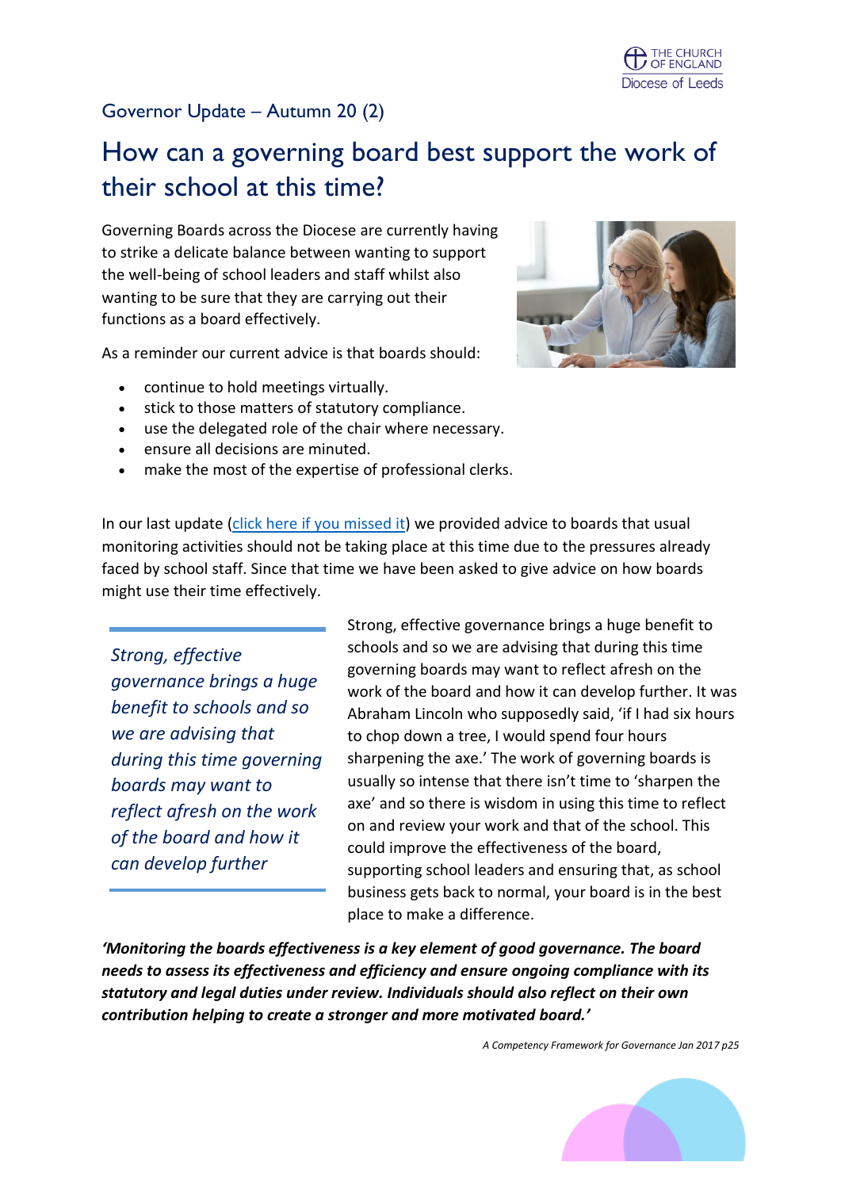Governor Update – Autumn 20 (2)

# How can a governing board best support the work of their school at this time?

Governing Boards across the Diocese are currently having to strike a delicate balance between wanting to support the well-being of school leaders and staff whilst also wanting to be sure that they are carrying out their functions as a board effectively.

As a reminder our current advice is that boards should:

- continue to hold meetings virtually.
- stick to those matters of statutory compliance.
- use the delegated role of the chair where necessary.
- ensure all decisions are minuted.
- make the most of the expertise of professional clerks.

In our last update (click here if you missed it) we provided advice to boards that usual monitoring activities should not be taking place at this time due to the pressures already faced by school staff. Since that time we have been asked to give advice on how boards might use their time effectively.

> *Strong, effective governance brings a huge benefit to schools and so we are advising that during this time governing boards may want to reflect afresh on the work of the board and how it can develop further*

Strong, effective governance brings a huge benefit to schools and so we are advising that during this time governing boards may want to reflect afresh on the work of the board and how it can develop further. It was Abraham Lincoln who supposedly said, 'if I had six hours to chop down a tree, I would spend four hours sharpening the axe.' The work of governing boards is usually so intense that there isn't time to 'sharpen the axe' and so there is wisdom in using this time to reflect on and review your work and that of the school. This could improve the effectiveness of the board, supporting school leaders and ensuring that, as school business gets back to normal, your board is in the best place to make a difference.

***'Monitoring the boards effectiveness is a key element of good governance. The board needs to assess its effectiveness and efficiency and ensure ongoing compliance with its statutory and legal duties under review. Individuals should also reflect on their own contribution helping to create a stronger and more motivated board.'***

*A Competency Framework for Governance Jan 2017 p25*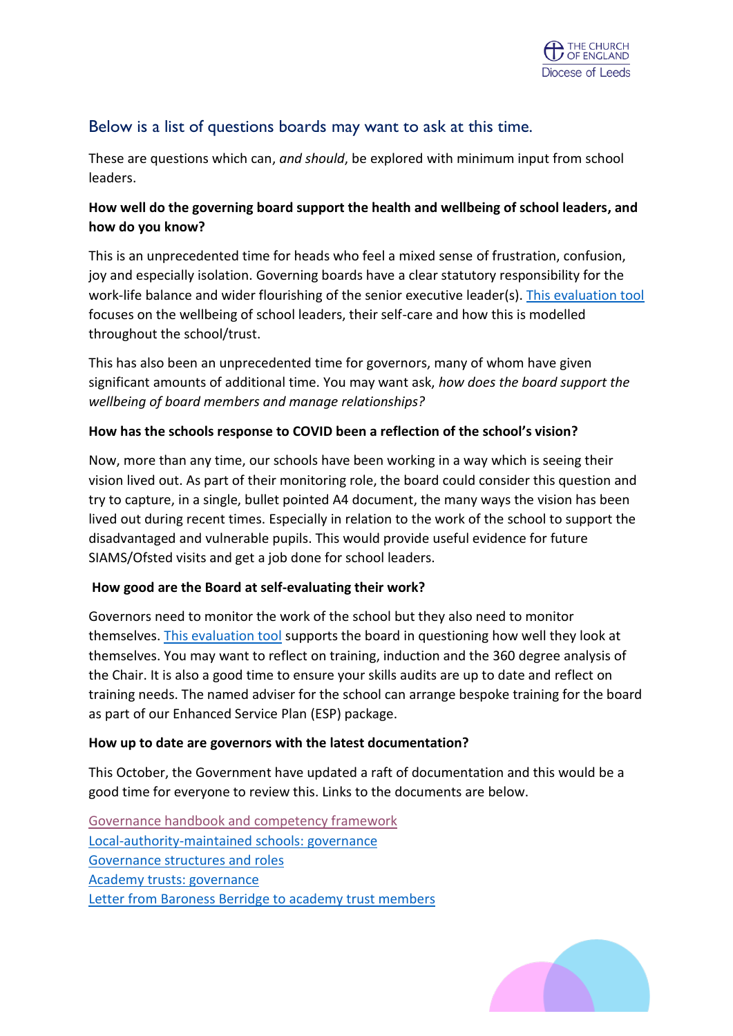## Below is a list of questions boards may want to ask at this time.

These are questions which can, *and should*, be explored with minimum input from school leaders.

**How well do the governing board support the health and wellbeing of school leaders, and how do you know?**

This is an unprecedented time for heads who feel a mixed sense of frustration, confusion, joy and especially isolation. Governing boards have a clear statutory responsibility for the work-life balance and wider flourishing of the senior executive leader(s). This evaluation tool focuses on the wellbeing of school leaders, their self-care and how this is modelled throughout the school/trust.

This has also been an unprecedented time for governors, many of whom have given significant amounts of additional time. You may want ask, *how does the board support the wellbeing of board members and manage relationships?*

**How has the schools response to COVID been a reflection of the school's vision?**

Now, more than any time, our schools have been working in a way which is seeing their vision lived out. As part of their monitoring role, the board could consider this question and try to capture, in a single, bullet pointed A4 document, the many ways the vision has been lived out during recent times. Especially in relation to the work of the school to support the disadvantaged and vulnerable pupils. This would provide useful evidence for future SIAMS/Ofsted visits and get a job done for school leaders.

**How good are the Board at self-evaluating their work?**

Governors need to monitor the work of the school but they also need to monitor themselves. This evaluation tool supports the board in questioning how well they look at themselves. You may want to reflect on training, induction and the 360 degree analysis of the Chair. It is also a good time to ensure your skills audits are up to date and reflect on training needs. The named adviser for the school can arrange bespoke training for the board as part of our Enhanced Service Plan (ESP) package.

**How up to date are governors with the latest documentation?**

This October, the Government have updated a raft of documentation and this would be a good time for everyone to review this. Links to the documents are below.

Governance handbook and competency framework
Local-authority-maintained schools: governance
Governance structures and roles
Academy trusts: governance
Letter from Baroness Berridge to academy trust members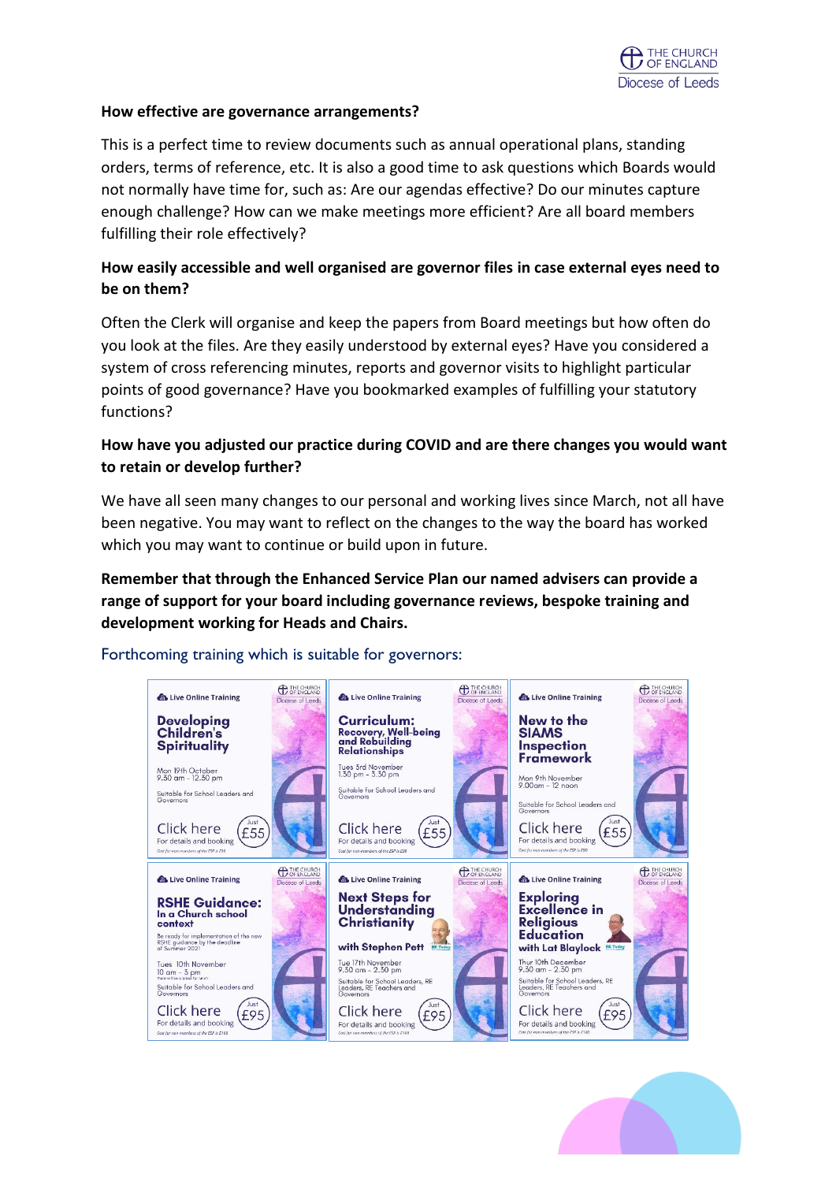**How effective are governance arrangements?**

This is a perfect time to review documents such as annual operational plans, standing orders, terms of reference, etc. It is also a good time to ask questions which Boards would not normally have time for, such as: Are our agendas effective? Do our minutes capture enough challenge? How can we make meetings more efficient? Are all board members fulfilling their role effectively?

**How easily accessible and well organised are governor files in case external eyes need to be on them?**

Often the Clerk will organise and keep the papers from Board meetings but how often do you look at the files. Are they easily understood by external eyes? Have you considered a system of cross referencing minutes, reports and governor visits to highlight particular points of good governance? Have you bookmarked examples of fulfilling your statutory functions?

**How have you adjusted our practice during COVID and are there changes you would want to retain or develop further?**

We have all seen many changes to our personal and working lives since March, not all have been negative. You may want to reflect on the changes to the way the board has worked which you may want to continue or build upon in future.

**Remember that through the Enhanced Service Plan our named advisers can provide a range of support for your board including governance reviews, bespoke training and development working for Heads and Chairs.**

Forthcoming training which is suitable for governors:

Live Online Training
**Developing Children's Spirituality**
Mon 19th October
9.30 am - 12.30 pm
Suitable for School Leaders and Governors
Click here
For details and booking
Just £55

Live Online Training
**Curriculum: Recovery, Well-being and Rebuilding Relationships**
Tues 3rd November
1.30 pm - 3.30 pm
Suitable for School Leaders and Governors
Click here
For details and booking
Just £55

Live Online Training
**New to the SIAMS Inspection Framework**
Mon 9th November
9.00am - 12 noon
Suitable for School Leaders and Governors
Click here
For details and booking
Just £55

Live Online Training
**RSHE Guidance: In a Church school context**
Be ready for implementation of the new RSHE guidance by the deadline of Summer 2021
Tues 10th November
10 am - 3 pm
Suitable for School Leaders and Governors
Click here
For details and booking
Just £95

Live Online Training
**Next Steps for Understanding Christianity**
**with Stephen Pett**
Tue 17th November
9.30 am - 2.30 pm
Suitable for School Leaders, RE Leaders, RE Teachers and Governors
Click here
For details and booking
Just £95

Live Online Training
**Exploring Excellence in Religious Education**
**with Lat Blaylock**
Thur 10th December
9.30 am - 2.30 pm
Suitable for School Leaders, RE Leaders, RE Teachers and Governors
Click here
For details and booking
Just £95